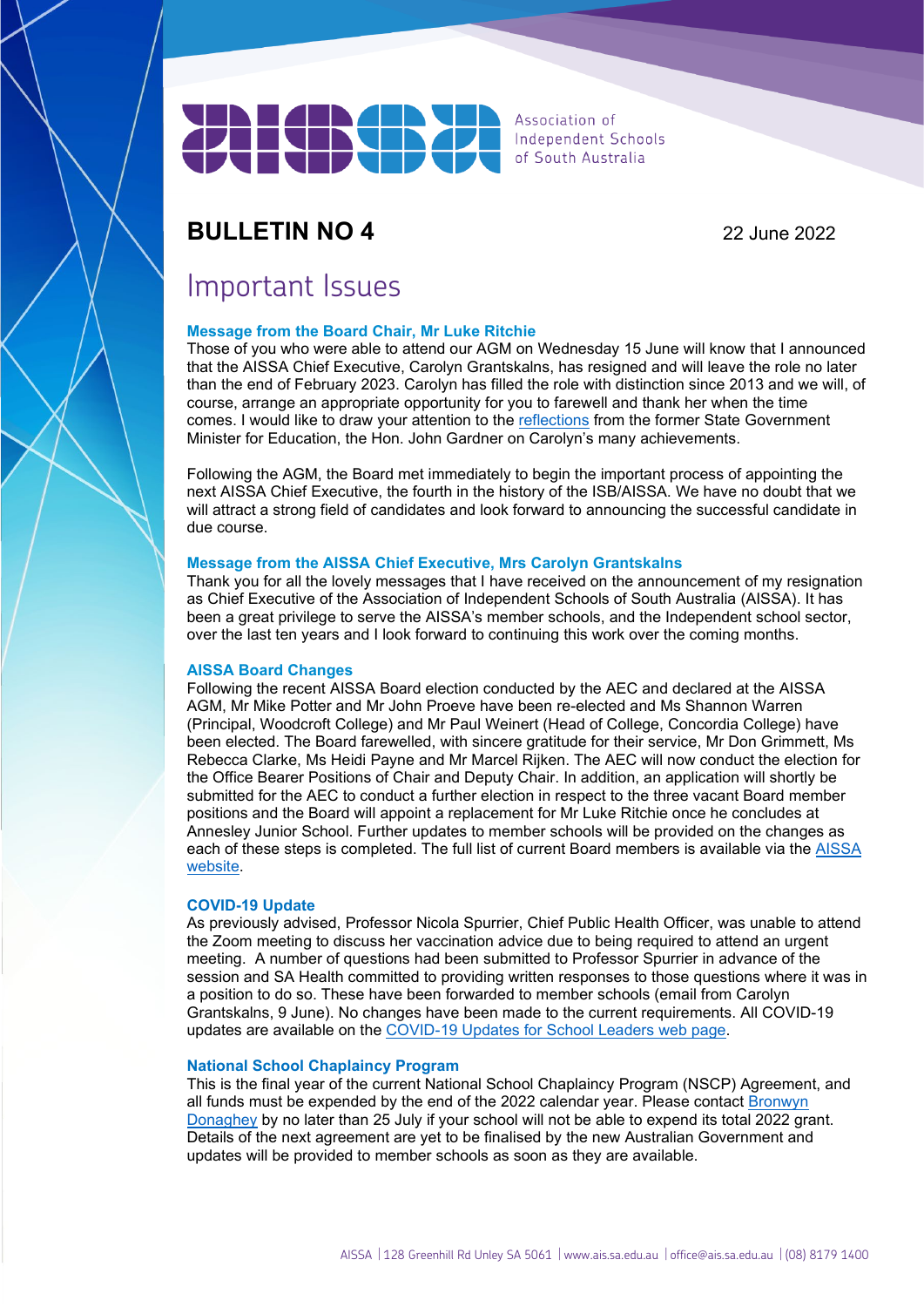Association of Independent Schools of South Australia

# BULLETIN NO 4

22 June 2022

## Important Issues

### Message from the Board Chair, Mr Luke Ritchie

Those of you who were able to attend our AGM on Wednesday 15 June will know that I announced that the AISSA Chief Executive, Carolyn Grantskalns, has resigned and will leave the role no later than the end of February 2023. Carolyn has filled the role with distinction since 2013 and we will, of course, arrange an appropriate opportunity for you to farewell and thank her when the time comes. I would like to draw your attention to the reflections from the former State Government Minister for Education, the Hon. John Gardner on Carolyn's many achievements.

Following the AGM, the Board met immediately to begin the important process of appointing the next AISSA Chief Executive, the fourth in the history of the ISB/AISSA. We have no doubt that we will attract a strong field of candidates and look forward to announcing the successful candidate in due course.

### Message from the AISSA Chief Executive, Mrs Carolyn Grantskalns

Thank you for all the lovely messages that I have received on the announcement of my resignation as Chief Executive of the Association of Independent Schools of South Australia (AISSA). It has been a great privilege to serve the AISSA's member schools, and the Independent school sector, over the last ten years and I look forward to continuing this work over the coming months.

### AISSA Board Changes

Following the recent AISSA Board election conducted by the AEC and declared at the AISSA AGM, Mr Mike Potter and Mr John Proeve have been re-elected and Ms Shannon Warren (Principal, Woodcroft College) and Mr Paul Weinert (Head of College, Concordia College) have been elected. The Board farewelled, with sincere gratitude for their service, Mr Don Grimmett, Ms Rebecca Clarke, Ms Heidi Payne and Mr Marcel Rijken. The AEC will now conduct the election for the Office Bearer Positions of Chair and Deputy Chair. In addition, an application will shortly be submitted for the AEC to conduct a further election in respect to the three vacant Board member positions and the Board will appoint a replacement for Mr Luke Ritchie once he concludes at Annesley Junior School. Further updates to member schools will be provided on the changes as each of these steps is completed. The full list of current Board members is available via the AISSA website.

### COVID-19 Update

As previously advised, Professor Nicola Spurrier, Chief Public Health Officer, was unable to attend the Zoom meeting to discuss her vaccination advice due to being required to attend an urgent meeting. A number of questions had been submitted to Professor Spurrier in advance of the session and SA Health committed to providing written responses to those questions where it was in a position to do so. These have been forwarded to member schools (email from Carolyn Grantskalns, 9 June). No changes have been made to the current requirements. All COVID-19 updates are available on the COVID-19 Updates for School Leaders web page.

### National School Chaplaincy Program

This is the final year of the current National School Chaplaincy Program (NSCP) Agreement, and all funds must be expended by the end of the 2022 calendar year. Please contact Bronwyn Donaghey by no later than 25 July if your school will not be able to expend its total 2022 grant. Details of the next agreement are yet to be finalised by the new Australian Government and updates will be provided to member schools as soon as they are available.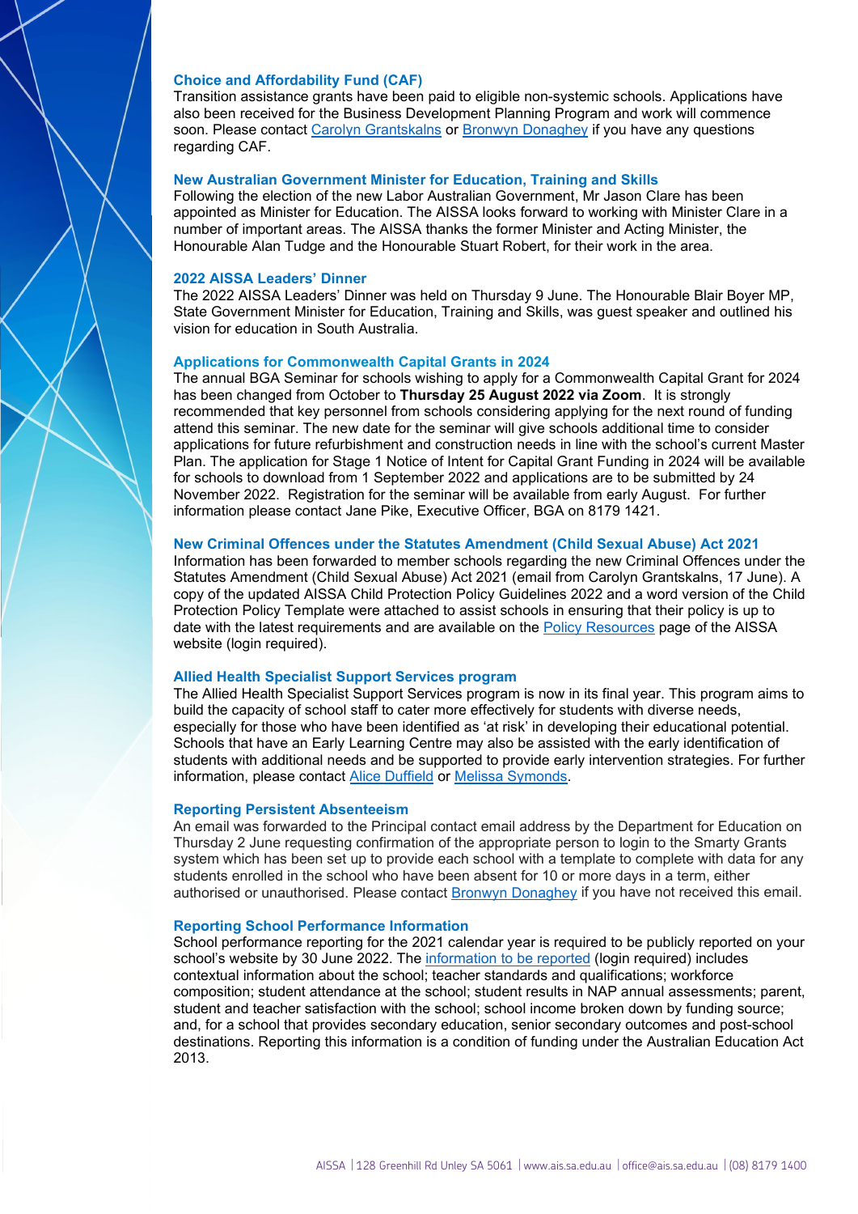### Choice and Affordability Fund (CAF)

Transition assistance grants have been paid to eligible non-systemic schools. Applications have also been received for the Business Development Planning Program and work will commence soon. Please contact Carolyn Grantskalns or Bronwyn Donaghey if you have any questions regarding CAF.

### New Australian Government Minister for Education, Training and Skills

Following the election of the new Labor Australian Government, Mr Jason Clare has been appointed as Minister for Education. The AISSA looks forward to working with Minister Clare in a number of important areas. The AISSA thanks the former Minister and Acting Minister, the Honourable Alan Tudge and the Honourable Stuart Robert, for their work in the area.

### 2022 AISSA Leaders' Dinner

The 2022 AISSA Leaders' Dinner was held on Thursday 9 June. The Honourable Blair Boyer MP, State Government Minister for Education, Training and Skills, was guest speaker and outlined his vision for education in South Australia.

### Applications for Commonwealth Capital Grants in 2024

The annual BGA Seminar for schools wishing to apply for a Commonwealth Capital Grant for 2024 has been changed from October to **Thursday 25 August 2022 via Zoom**. It is strongly recommended that key personnel from schools considering applying for the next round of funding attend this seminar. The new date for the seminar will give schools additional time to consider applications for future refurbishment and construction needs in line with the school's current Master Plan. The application for Stage 1 Notice of Intent for Capital Grant Funding in 2024 will be available for schools to download from 1 September 2022 and applications are to be submitted by 24 November 2022. Registration for the seminar will be available from early August. For further information please contact Jane Pike, Executive Officer, BGA on 8179 1421.

### New Criminal Offences under the Statutes Amendment (Child Sexual Abuse) Act 2021

Information has been forwarded to member schools regarding the new Criminal Offences under the Statutes Amendment (Child Sexual Abuse) Act 2021 (email from Carolyn Grantskalns, 17 June). A copy of the updated AISSA Child Protection Policy Guidelines 2022 and a word version of the Child Protection Policy Template were attached to assist schools in ensuring that their policy is up to date with the latest requirements and are available on the Policy Resources page of the AISSA website (login required).

### Allied Health Specialist Support Services program

The Allied Health Specialist Support Services program is now in its final year. This program aims to build the capacity of school staff to cater more effectively for students with diverse needs, especially for those who have been identified as 'at risk' in developing their educational potential. Schools that have an Early Learning Centre may also be assisted with the early identification of students with additional needs and be supported to provide early intervention strategies. For further information, please contact Alice Duffield or Melissa Symonds.

### Reporting Persistent Absenteeism

An email was forwarded to the Principal contact email address by the Department for Education on Thursday 2 June requesting confirmation of the appropriate person to login to the Smarty Grants system which has been set up to provide each school with a template to complete with data for any students enrolled in the school who have been absent for 10 or more days in a term, either authorised or unauthorised. Please contact Bronwyn Donaghey if you have not received this email.

### Reporting School Performance Information

School performance reporting for the 2021 calendar year is required to be publicly reported on your school's website by 30 June 2022. The information to be reported (login required) includes contextual information about the school; teacher standards and qualifications; workforce composition; student attendance at the school; student results in NAP annual assessments; parent, student and teacher satisfaction with the school; school income broken down by funding source; and, for a school that provides secondary education, senior secondary outcomes and post-school destinations. Reporting this information is a condition of funding under the Australian Education Act 2013.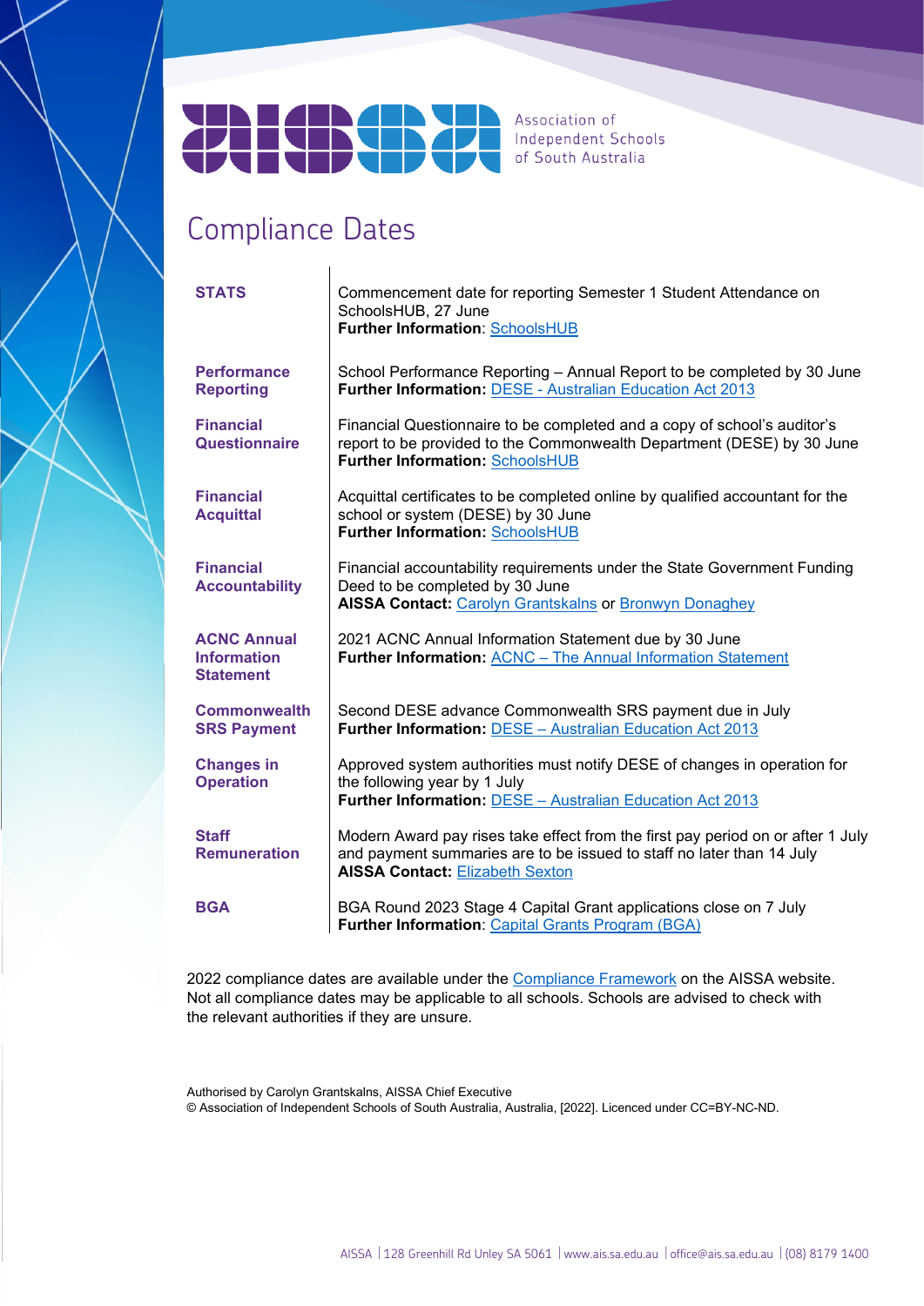Association of Independent Schools of South Australia

# Compliance Dates

| | |
|---|---|
| **STATS** | Commencement date for reporting Semester 1 Student Attendance on SchoolsHUB, 27 June<br>**Further Information**: SchoolsHUB |
| **Performance Reporting** | School Performance Reporting – Annual Report to be completed by 30 June<br>**Further Information:** DESE - Australian Education Act 2013 |
| **Financial Questionnaire** | Financial Questionnaire to be completed and a copy of school's auditor's report to be provided to the Commonwealth Department (DESE) by 30 June<br>**Further Information:** SchoolsHUB |
| **Financial Acquittal** | Acquittal certificates to be completed online by qualified accountant for the school or system (DESE) by 30 June<br>**Further Information:** SchoolsHUB |
| **Financial Accountability** | Financial accountability requirements under the State Government Funding Deed to be completed by 30 June<br>**AISSA Contact:** Carolyn Grantskalns or Bronwyn Donaghey |
| **ACNC Annual Information Statement** | 2021 ACNC Annual Information Statement due by 30 June<br>**Further Information:** ACNC – The Annual Information Statement |
| **Commonwealth SRS Payment** | Second DESE advance Commonwealth SRS payment due in July<br>**Further Information:** DESE – Australian Education Act 2013 |
| **Changes in Operation** | Approved system authorities must notify DESE of changes in operation for the following year by 1 July<br>**Further Information:** DESE – Australian Education Act 2013 |
| **Staff Remuneration** | Modern Award pay rises take effect from the first pay period on or after 1 July and payment summaries are to be issued to staff no later than 14 July<br>**AISSA Contact:** Elizabeth Sexton |
| **BGA** | BGA Round 2023 Stage 4 Capital Grant applications close on 7 July<br>**Further Information**: Capital Grants Program (BGA) |

2022 compliance dates are available under the Compliance Framework on the AISSA website. Not all compliance dates may be applicable to all schools. Schools are advised to check with the relevant authorities if they are unsure.

Authorised by Carolyn Grantskalns, AISSA Chief Executive
© Association of Independent Schools of South Australia, Australia, [2022]. Licenced under CC=BY-NC-ND.

AISSA | 128 Greenhill Rd Unley SA 5061 | www.ais.sa.edu.au | office@ais.sa.edu.au | (08) 8179 1400